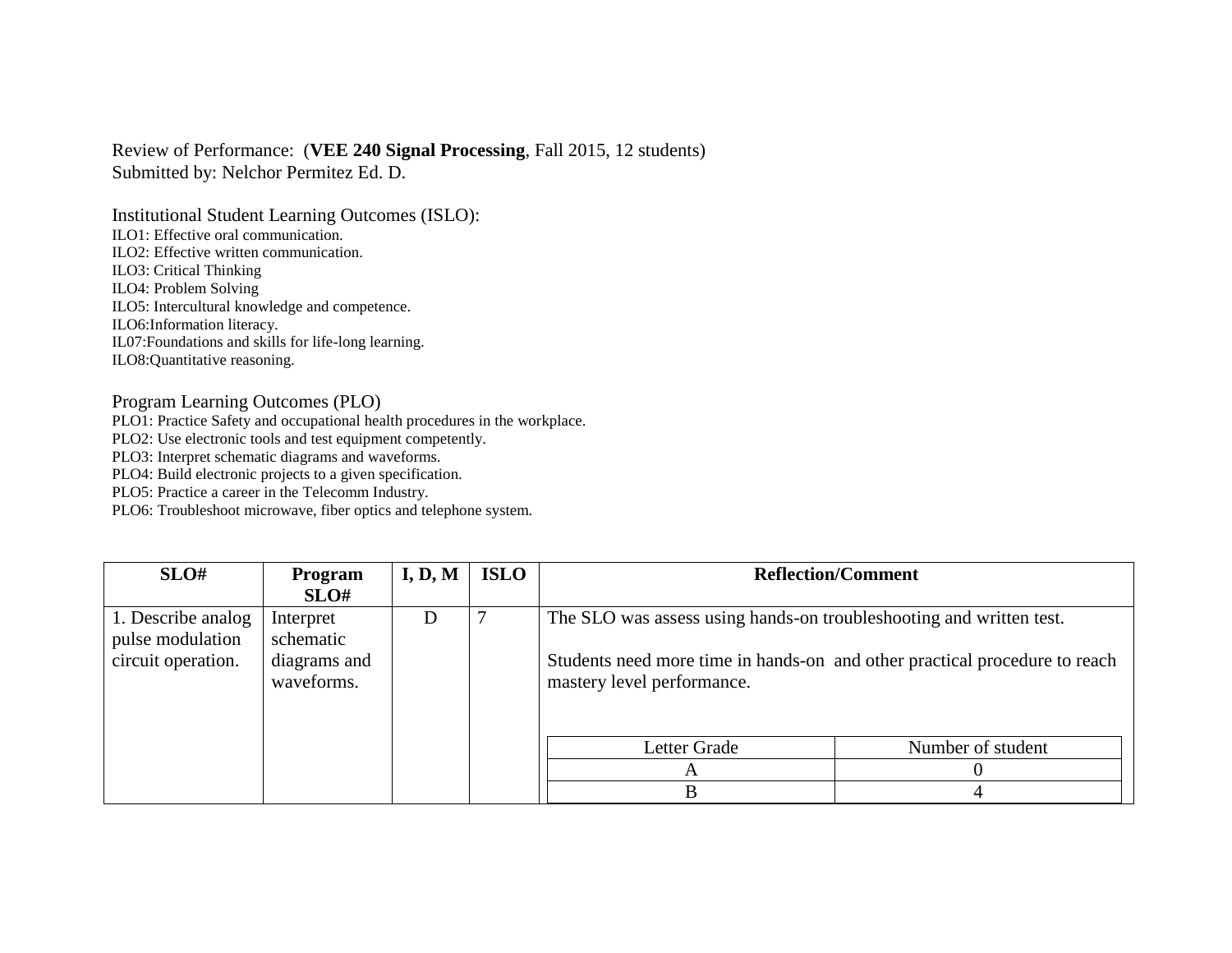Review of Performance: (**VEE 240 Signal Processing**, Fall 2015, 12 students)
Submitted by: Nelchor Permitez Ed. D.

Institutional Student Learning Outcomes (ISLO):
ILO1: Effective oral communication.
ILO2: Effective written communication.
ILO3: Critical Thinking
ILO4: Problem Solving
ILO5: Intercultural knowledge and competence.
ILO6:Information literacy.
IL07:Foundations and skills for life-long learning.
ILO8:Quantitative reasoning.

Program Learning Outcomes (PLO)
PLO1: Practice Safety and occupational health procedures in the workplace.
PLO2: Use electronic tools and test equipment competently.
PLO3: Interpret schematic diagrams and waveforms.
PLO4: Build electronic projects to a given specification.
PLO5: Practice a career in the Telecomm Industry.
PLO6: Troubleshoot microwave, fiber optics and telephone system.

| SLO# | Program SLO# | I, D, M | ISLO | Reflection/Comment |
|---|---|---|---|---|
| 1. Describe analog pulse modulation circuit operation. | Interpret schematic diagrams and waveforms. | D | 7 | The SLO was assess using hands-on troubleshooting and written test.<br><br>Students need more time in hands-on and other practical procedure to reach mastery level performance.<br><br>Letter Grade / Number of student:<br>A: 0<br>B: 4 |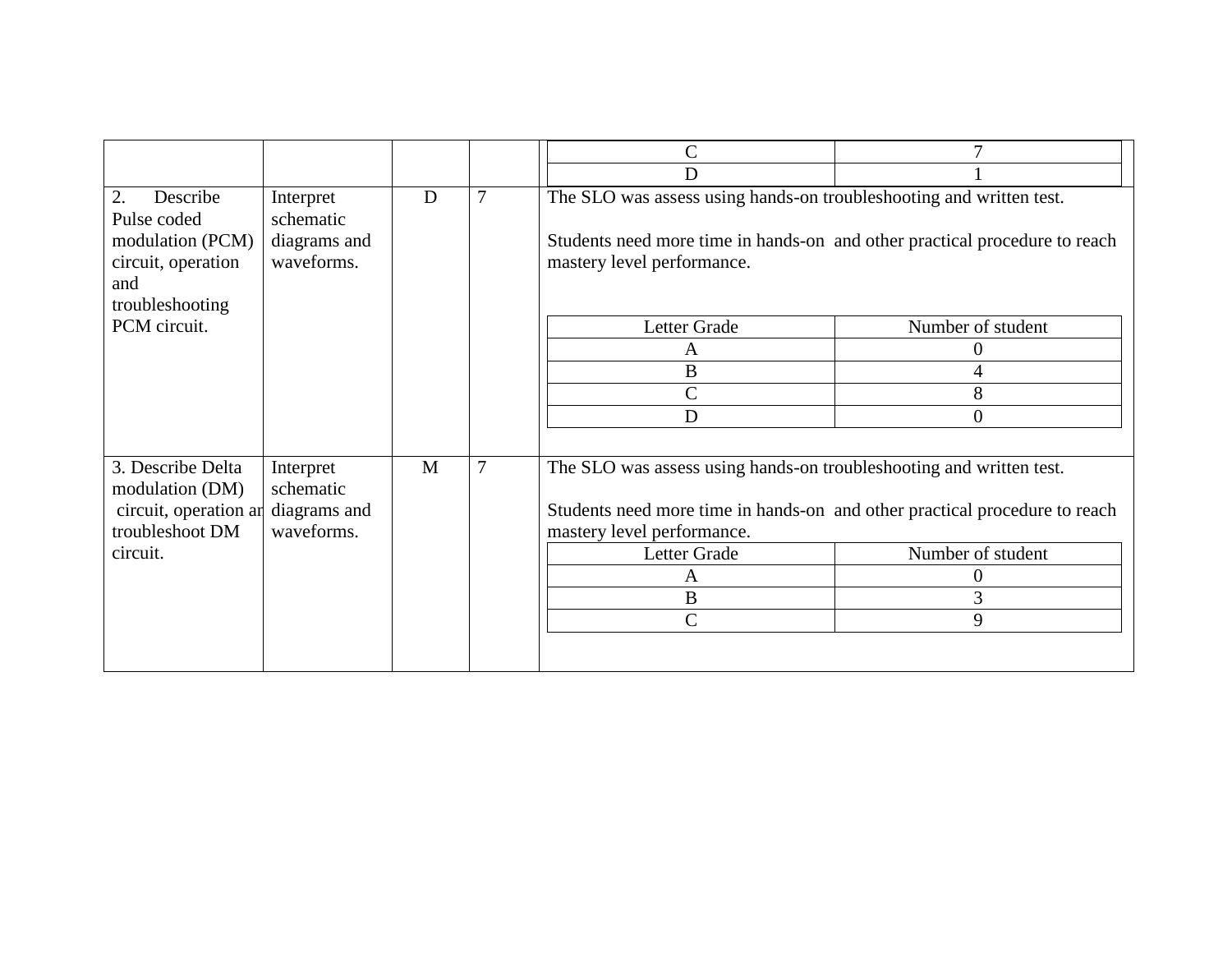| | | | | Letter Grade / Number of student |
|---|---|---|---|---|
| | | | | C: 7<br>D: 1 |
| 2. Describe Pulse coded modulation (PCM) circuit, operation and troubleshooting PCM circuit. | Interpret schematic diagrams and waveforms. | D | 7 | The SLO was assess using hands-on troubleshooting and written test.<br><br>Students need more time in hands-on and other practical procedure to reach mastery level performance.<br><br>Letter Grade / Number of student:<br>A: 0<br>B: 4<br>C: 8<br>D: 0 |
| 3. Describe Delta modulation (DM) circuit, operation ar troubleshoot DM circuit. | Interpret schematic diagrams and waveforms. | M | 7 | The SLO was assess using hands-on troubleshooting and written test.<br><br>Students need more time in hands-on and other practical procedure to reach mastery level performance.<br><br>Letter Grade / Number of student:<br>A: 0<br>B: 3<br>C: 9 |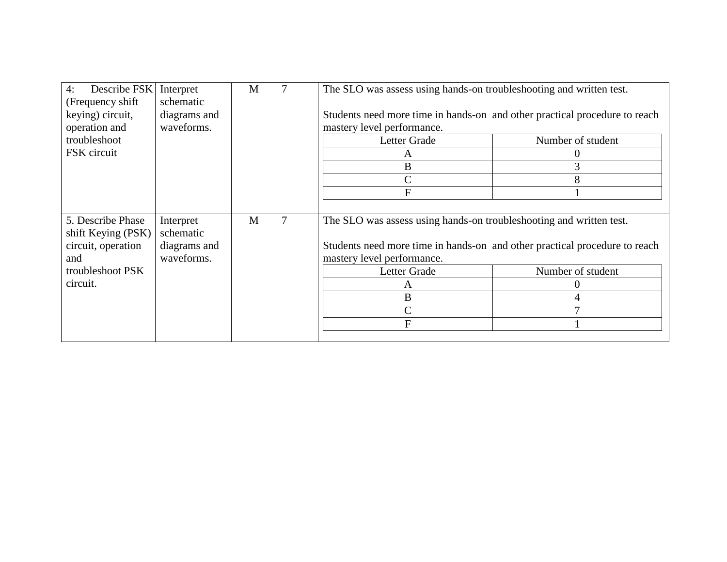| | | | | |
|---|---|---|---|---|
| 4: Describe FSK (Frequency shift keying) circuit, operation and troubleshoot FSK circuit | Interpret schematic diagrams and waveforms. | M | 7 | The SLO was assess using hands-on troubleshooting and written test.<br><br>Students need more time in hands-on and other practical procedure to reach mastery level performance.<br><br>Letter Grade / Number of student:<br>A: 0<br>B: 3<br>C: 8<br>F: 1 |
| 5. Describe Phase shift Keying (PSK) circuit, operation and troubleshoot PSK circuit. | Interpret schematic diagrams and waveforms. | M | 7 | The SLO was assess using hands-on troubleshooting and written test.<br><br>Students need more time in hands-on and other practical procedure to reach mastery level performance.<br><br>Letter Grade / Number of student:<br>A: 0<br>B: 4<br>C: 7<br>F: 1 |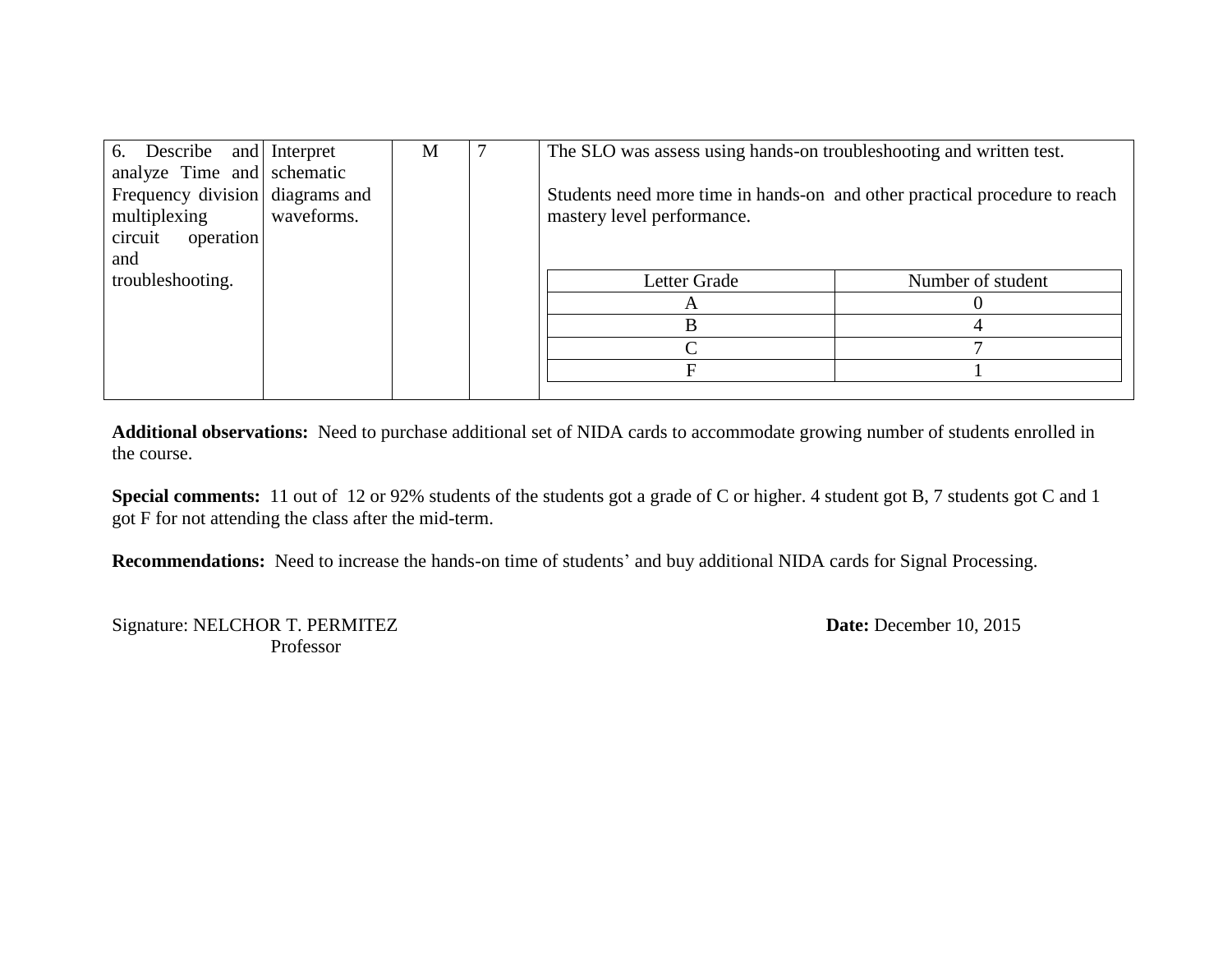| | | | | |
|---|---|---|---|---|
| 6. Describe and analyze Time and Frequency division multiplexing circuit operation and troubleshooting. | Interpret schematic diagrams and waveforms. | M | 7 | The SLO was assess using hands-on troubleshooting and written test.<br><br>Students need more time in hands-on and other practical procedure to reach mastery level performance.<br><br>Letter Grade: A – 0; B – 4; C – 7; F – 1 (Number of student) |

| Letter Grade | Number of student |
|---|---|
| A | 0 |
| B | 4 |
| C | 7 |
| F | 1 |

**Additional observations:** Need to purchase additional set of NIDA cards to accommodate growing number of students enrolled in the course.

**Special comments:** 11 out of 12 or 92% students of the students got a grade of C or higher. 4 student got B, 7 students got C and 1 got F for not attending the class after the mid-term.

**Recommendations:** Need to increase the hands-on time of students' and buy additional NIDA cards for Signal Processing.

Signature: NELCHOR T. PERMITEZ
Professor

**Date:** December 10, 2015